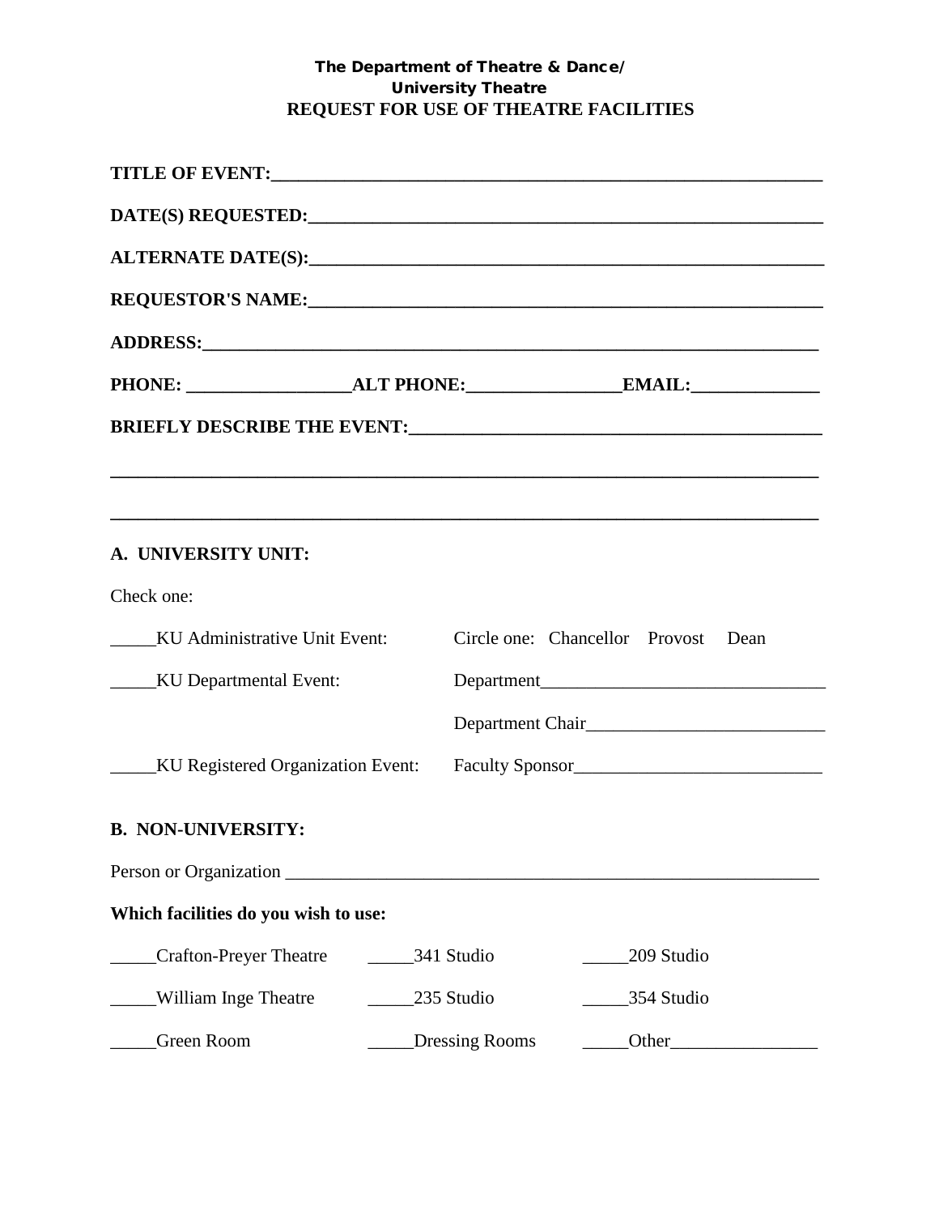**The Department of Theatre & Dance/**
**University Theatre**
**REQUEST FOR USE OF THEATRE FACILITIES**

**TITLE OF EVENT:**______________________________________________________________

**DATE(S) REQUESTED:**__________________________________________________________

**ALTERNATE DATE(S):**__________________________________________________________

**REQUESTOR'S NAME:**__________________________________________________________

**ADDRESS:**___________________________________________________________________

**PHONE:** _________________**ALT PHONE:**________________**EMAIL:**______________

**BRIEFLY DESCRIBE THE EVENT:**_____________________________________________

_______________________________________________________________________________

_______________________________________________________________________________

**A. UNIVERSITY UNIT:**

Check one:

_____KU Administrative Unit Event: Circle one: Chancellor Provost Dean

_____KU Departmental Event: Department______________________________

Department Chair__________________________

_____KU Registered Organization Event: Faculty Sponsor__________________________

**B. NON-UNIVERSITY:**

Person or Organization _____________________________________________________________

**Which facilities do you wish to use:**

_____Crafton-Preyer Theatre _____341 Studio _____209 Studio

_____William Inge Theatre _____235 Studio _____354 Studio

_____Green Room _____Dressing Rooms _____Other________________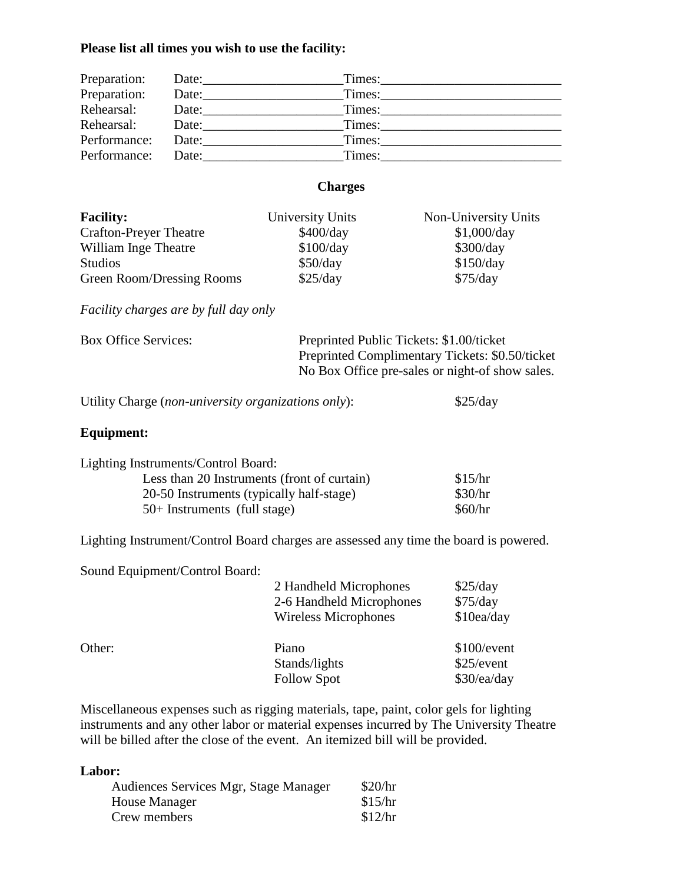**Please list all times you wish to use the facility:**

| | | |
|---|---|---|
| Preparation: | Date:____________________ | Times:__________________________ |
| Preparation: | Date:____________________ | Times:__________________________ |
| Rehearsal: | Date:____________________ | Times:__________________________ |
| Rehearsal: | Date:____________________ | Times:__________________________ |
| Performance: | Date:____________________ | Times:__________________________ |
| Performance: | Date:____________________ | Times:__________________________ |

## Charges

| **Facility:** | University Units | Non-University Units |
|---|---|---|
| Crafton-Preyer Theatre | $400/day | $1,000/day |
| William Inge Theatre | $100/day | $300/day |
| Studios | $50/day | $150/day |
| Green Room/Dressing Rooms | $25/day | $75/day |

*Facility charges are by full day only*

Box Office Services:

- Preprinted Public Tickets: $1.00/ticket
- Preprinted Complimentary Tickets: $0.50/ticket
- No Box Office pre-sales or night-of show sales.

Utility Charge (*non-university organizations only*): $25/day

**Equipment:**

Lighting Instruments/Control Board:

| | |
|---|---|
| Less than 20 Instruments (front of curtain) | $15/hr |
| 20-50 Instruments (typically half-stage) | $30/hr |
| 50+ Instruments (full stage) | $60/hr |

Lighting Instrument/Control Board charges are assessed any time the board is powered.

| | | |
|---|---|---|
| Sound Equipment/Control Board: | 2 Handheld Microphones | $25/day |
| | 2-6 Handheld Microphones | $75/day |
| | Wireless Microphones | $10ea/day |
| Other: | Piano | $100/event |
| | Stands/lights | $25/event |
| | Follow Spot | $30/ea/day |

Miscellaneous expenses such as rigging materials, tape, paint, color gels for lighting instruments and any other labor or material expenses incurred by The University Theatre will be billed after the close of the event. An itemized bill will be provided.

**Labor:**

| | |
|---|---|
| Audiences Services Mgr, Stage Manager | $20/hr |
| House Manager | $15/hr |
| Crew members | $12/hr |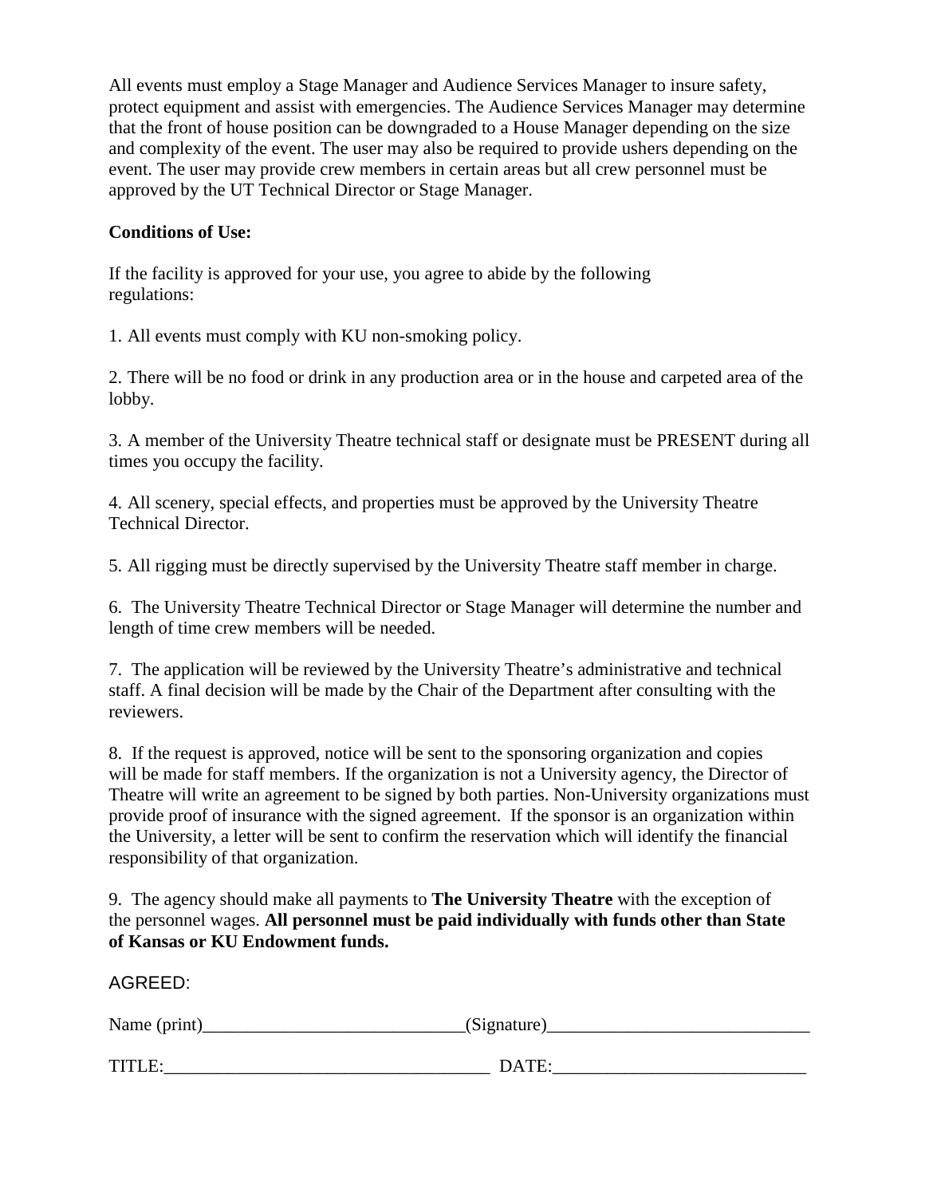All events must employ a Stage Manager and Audience Services Manager to insure safety, protect equipment and assist with emergencies. The Audience Services Manager may determine that the front of house position can be downgraded to a House Manager depending on the size and complexity of the event. The user may also be required to provide ushers depending on the event. The user may provide crew members in certain areas but all crew personnel must be approved by the UT Technical Director or Stage Manager.

**Conditions of Use:**

If the facility is approved for your use, you agree to abide by the following regulations:

1. All events must comply with KU non-smoking policy.

2. There will be no food or drink in any production area or in the house and carpeted area of the lobby.

3. A member of the University Theatre technical staff or designate must be PRESENT during all times you occupy the facility.

4. All scenery, special effects, and properties must be approved by the University Theatre Technical Director.

5. All rigging must be directly supervised by the University Theatre staff member in charge.

6. The University Theatre Technical Director or Stage Manager will determine the number and length of time crew members will be needed.

7. The application will be reviewed by the University Theatre's administrative and technical staff. A final decision will be made by the Chair of the Department after consulting with the reviewers.

8. If the request is approved, notice will be sent to the sponsoring organization and copies will be made for staff members. If the organization is not a University agency, the Director of Theatre will write an agreement to be signed by both parties. Non-University organizations must provide proof of insurance with the signed agreement. If the sponsor is an organization within the University, a letter will be sent to confirm the reservation which will identify the financial responsibility of that organization.

9. The agency should make all payments to **The University Theatre** with the exception of the personnel wages. **All personnel must be paid individually with funds other than State of Kansas or KU Endowment funds.**

AGREED:

Name (print)____________________________(Signature)_____________________________

TITLE:____________________________________ DATE:____________________________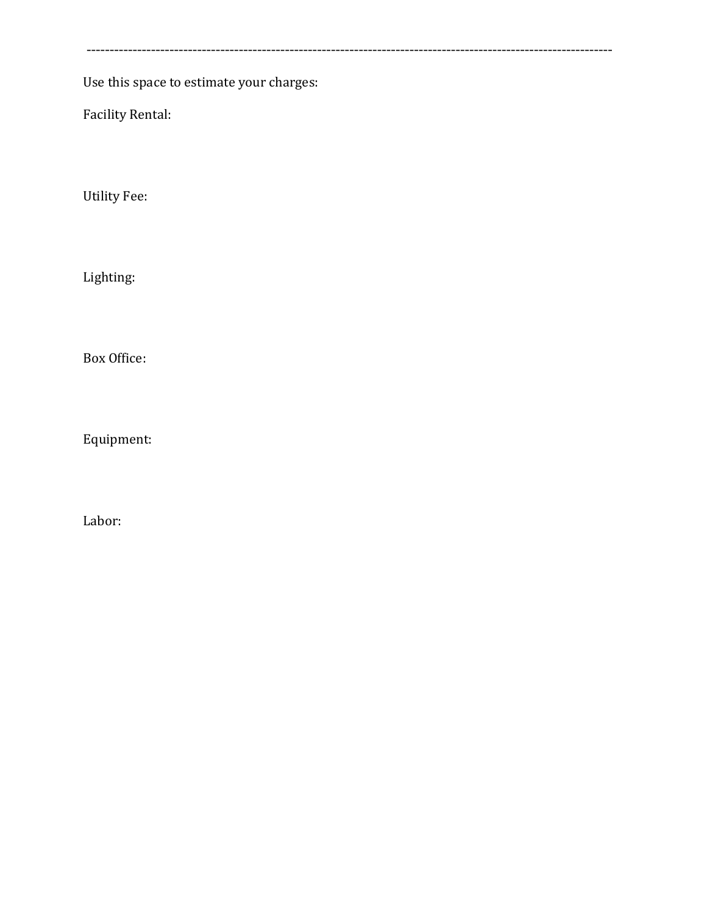--------------------------------------------------------------------------------------------------------------

Use this space to estimate your charges:

Facility Rental:

Utility Fee:

Lighting:

Box Office:

Equipment:

Labor: